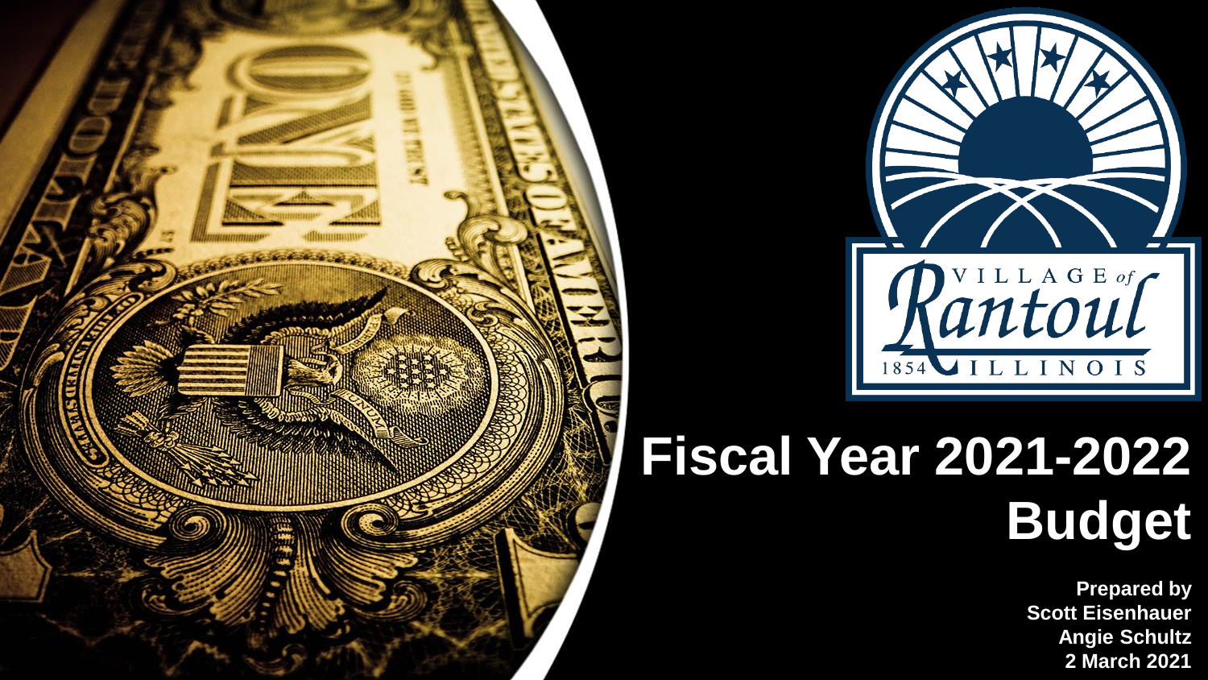# Fiscal Year 2021-2022 Budget

**Prepared by**
**Scott Eisenhauer**
**Angie Schultz**
**2 March 2021**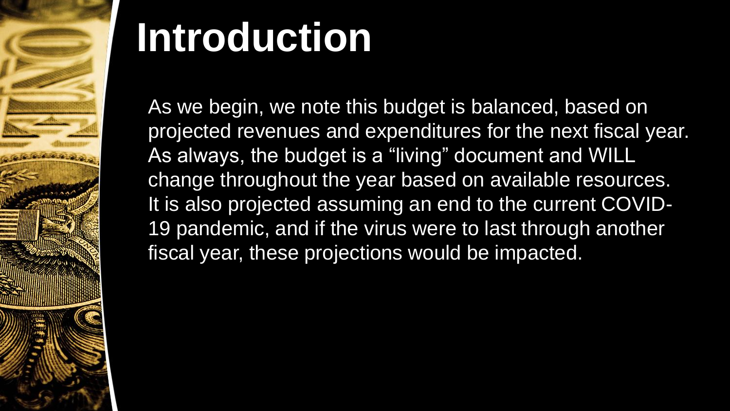# Introduction

As we begin, we note this budget is balanced, based on projected revenues and expenditures for the next fiscal year. As always, the budget is a "living" document and WILL change throughout the year based on available resources. It is also projected assuming an end to the current COVID-19 pandemic, and if the virus were to last through another fiscal year, these projections would be impacted.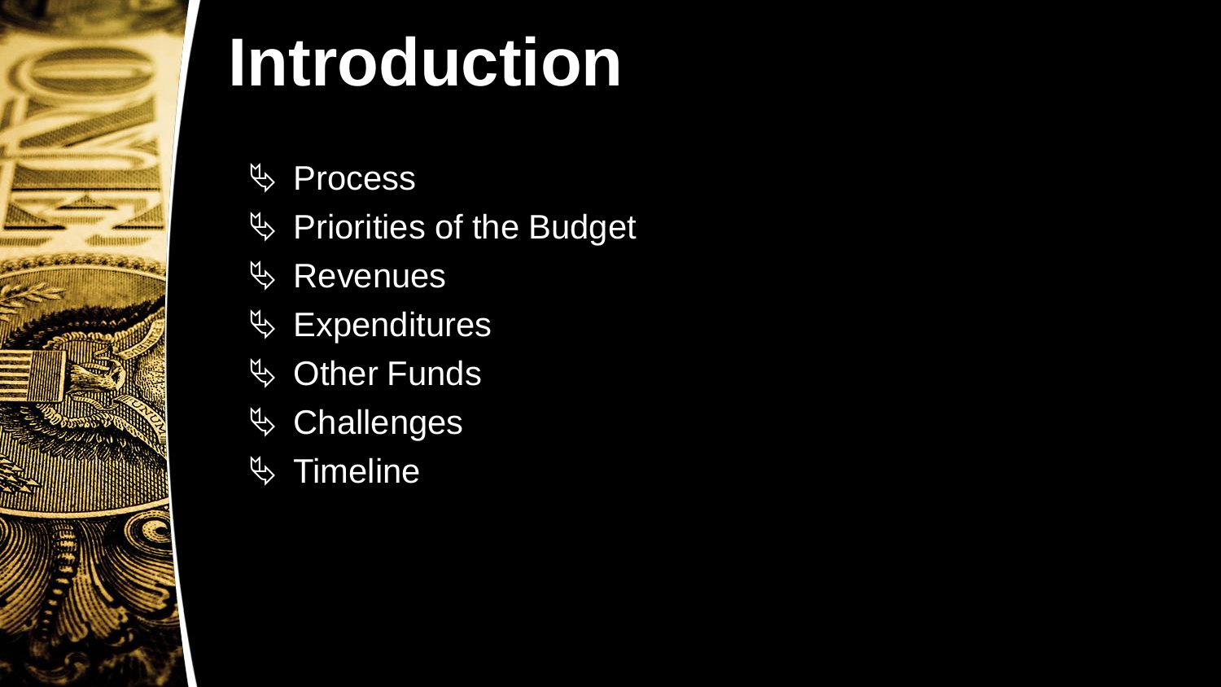# Introduction

- Process
- Priorities of the Budget
- Revenues
- Expenditures
- Other Funds
- Challenges
- Timeline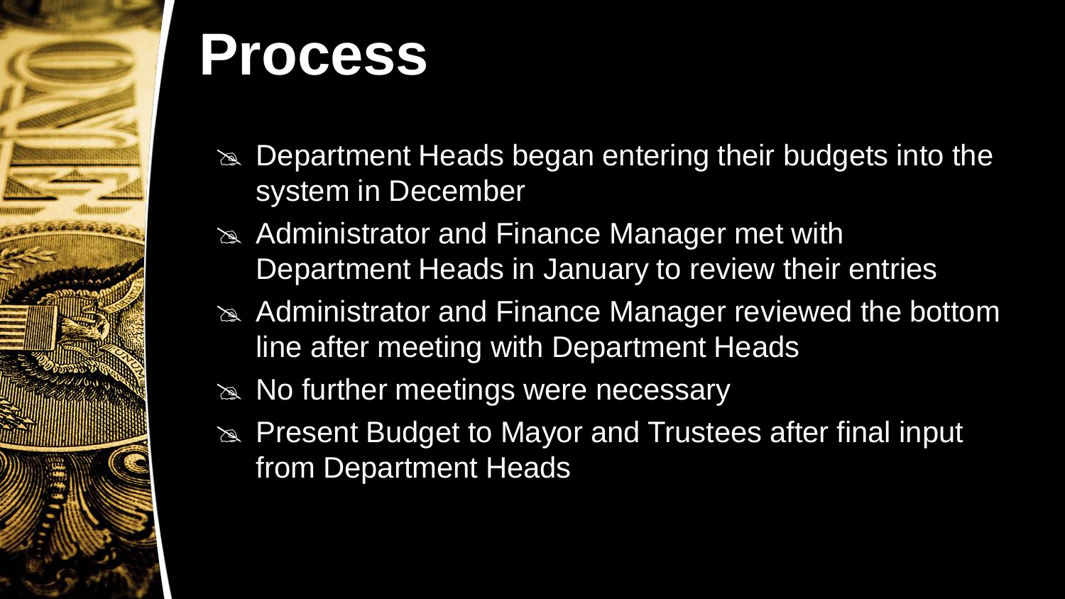# Process

- Department Heads began entering their budgets into the system in December
- Administrator and Finance Manager met with Department Heads in January to review their entries
- Administrator and Finance Manager reviewed the bottom line after meeting with Department Heads
- No further meetings were necessary
- Present Budget to Mayor and Trustees after final input from Department Heads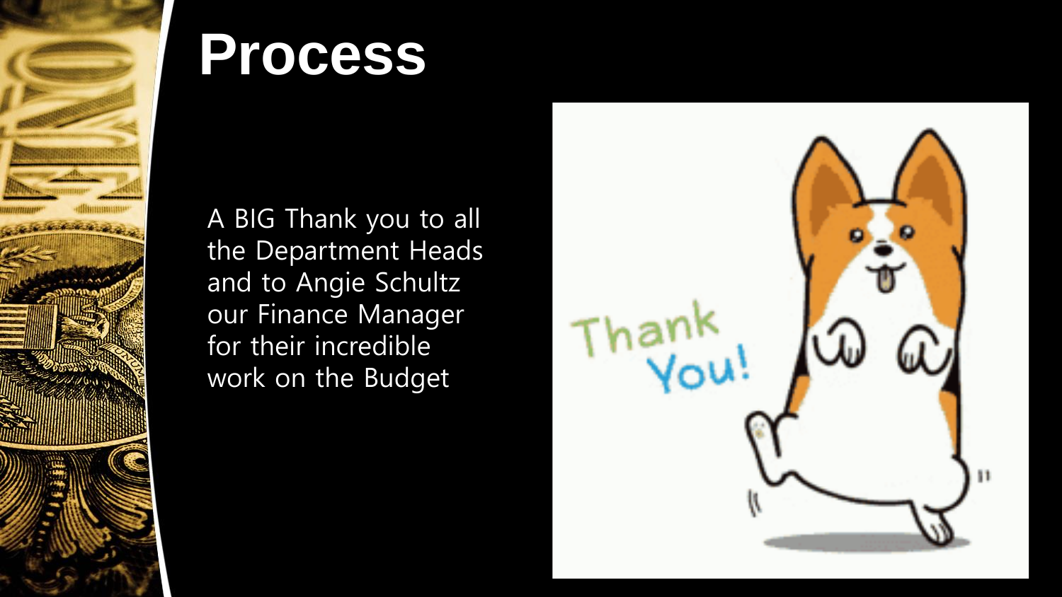# Process

A BIG Thank you to all the Department Heads and to Angie Schultz our Finance Manager for their incredible work on the Budget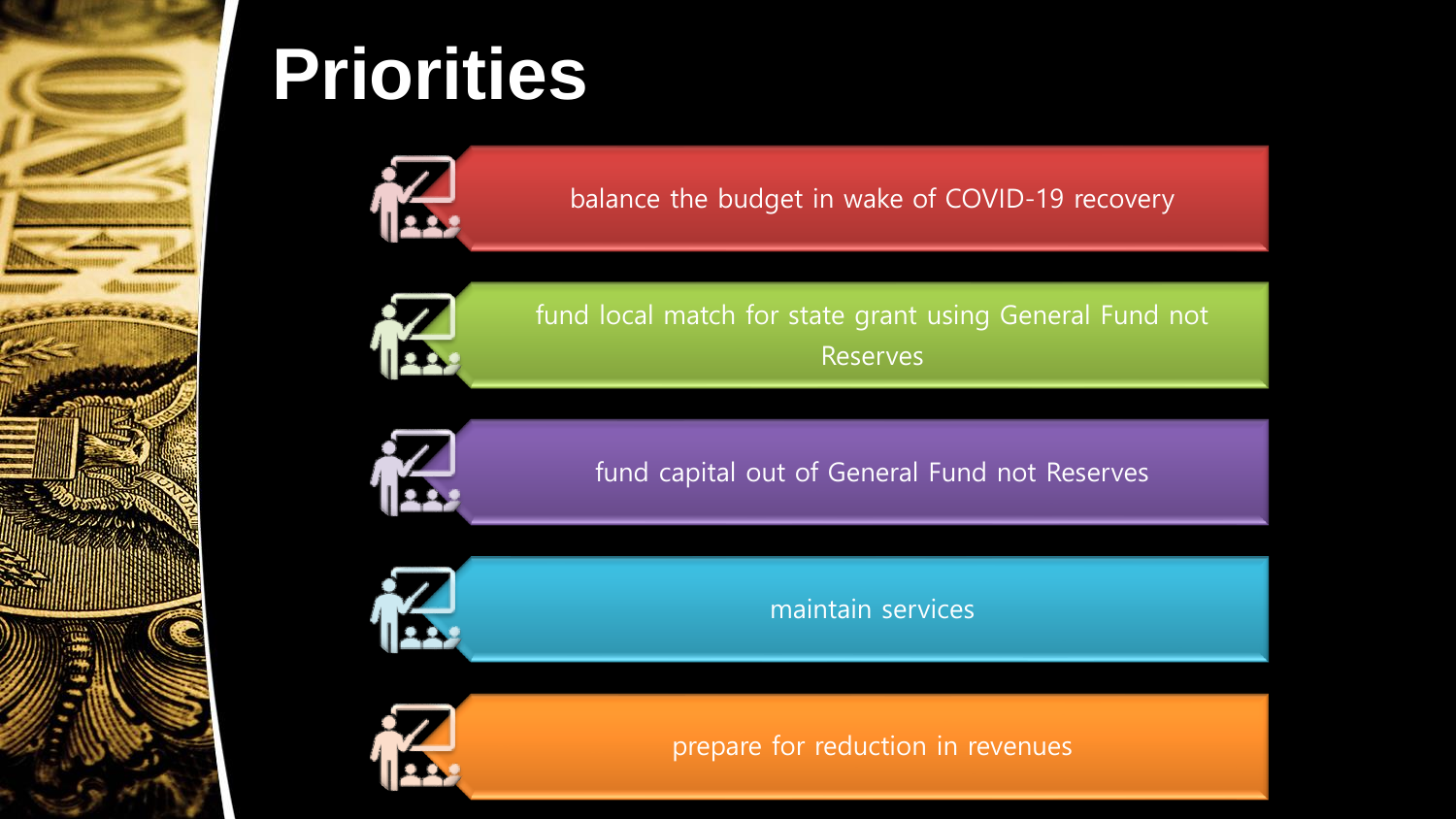# Priorities

- balance the budget in wake of COVID-19 recovery
- fund local match for state grant using General Fund not Reserves
- fund capital out of General Fund not Reserves
- maintain services
- prepare for reduction in revenues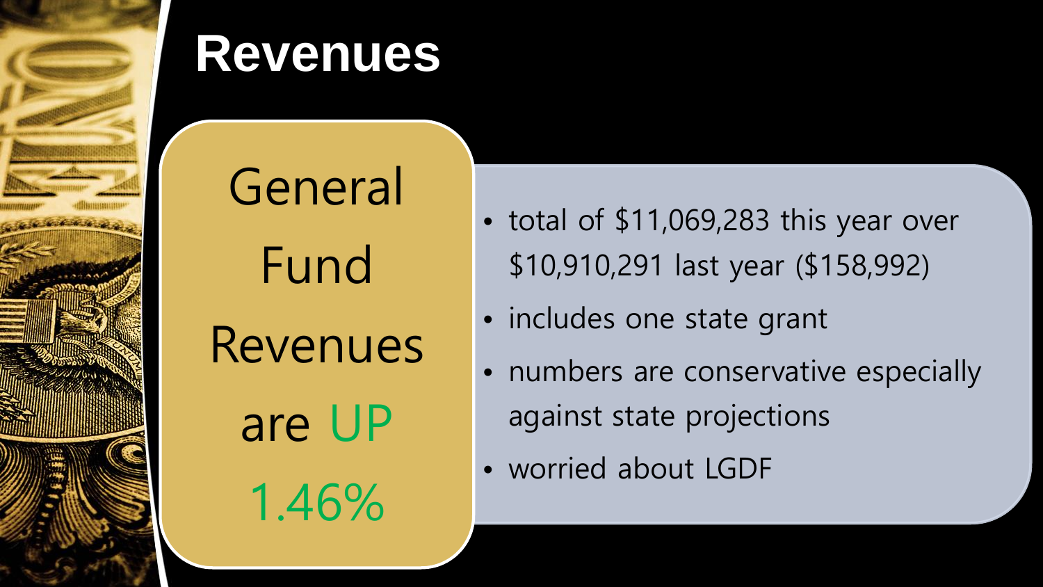# Revenues

General Fund Revenues are UP 1.46%

- total of $11,069,283 this year over $10,910,291 last year ($158,992)
- includes one state grant
- numbers are conservative especially against state projections
- worried about LGDF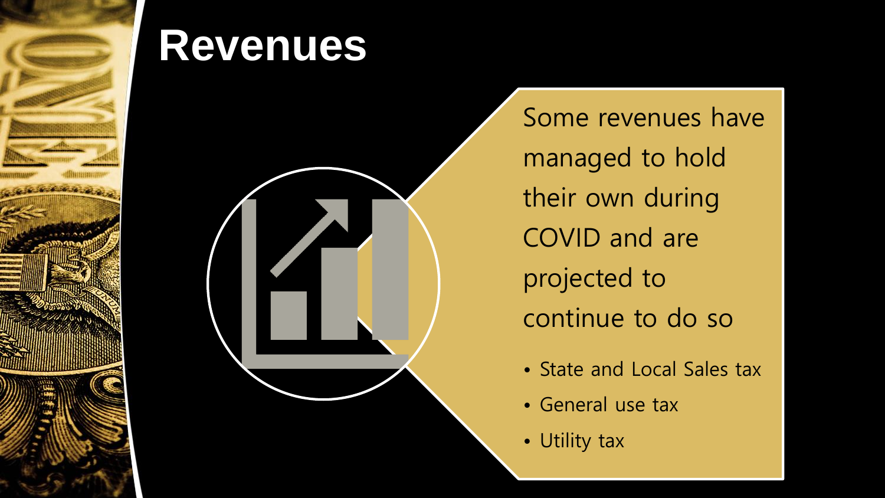# Revenues

Some revenues have managed to hold their own during COVID and are projected to continue to do so

- State and Local Sales tax
- General use tax
- Utility tax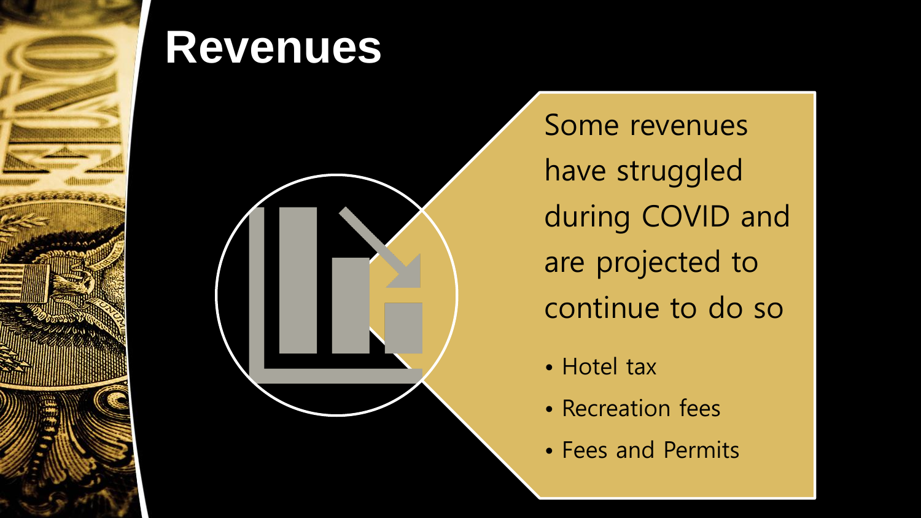# Revenues

Some revenues have struggled during COVID and are projected to continue to do so

- Hotel tax
- Recreation fees
- Fees and Permits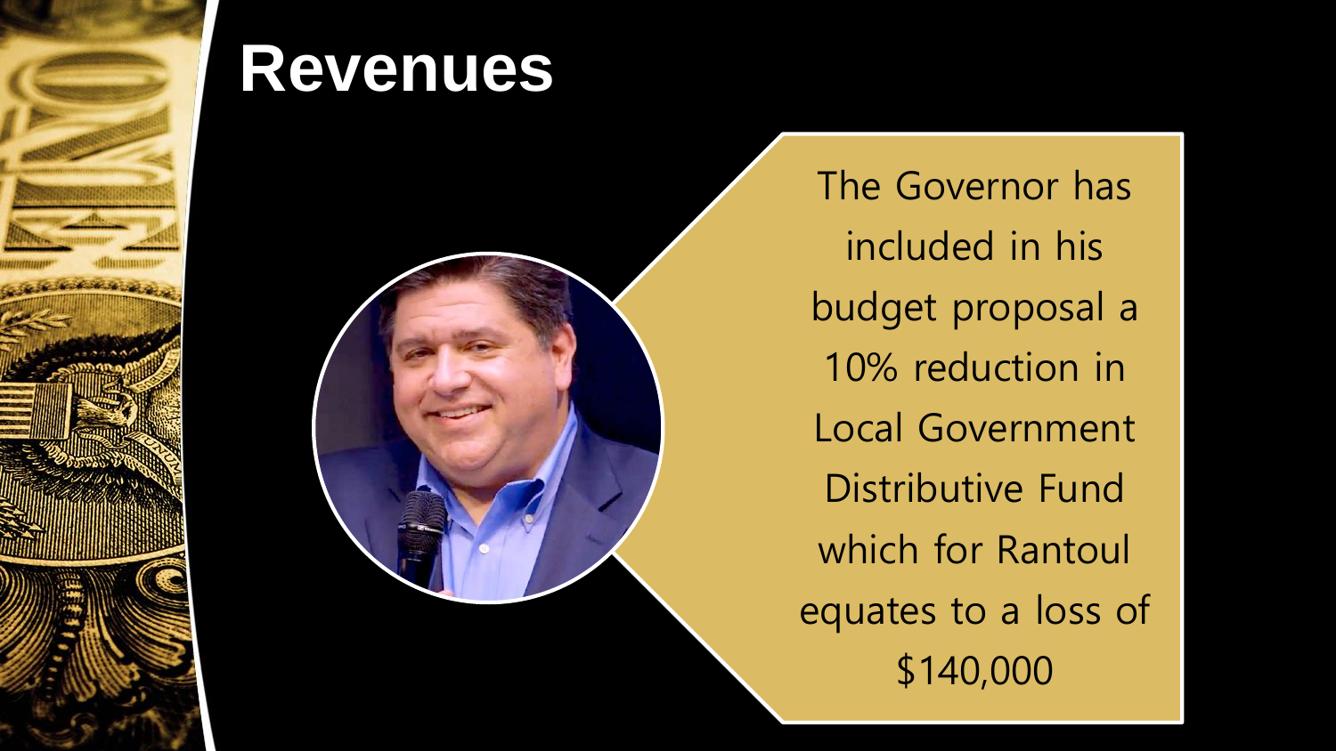# Revenues

The Governor has included in his budget proposal a 10% reduction in Local Government Distributive Fund which for Rantoul equates to a loss of $140,000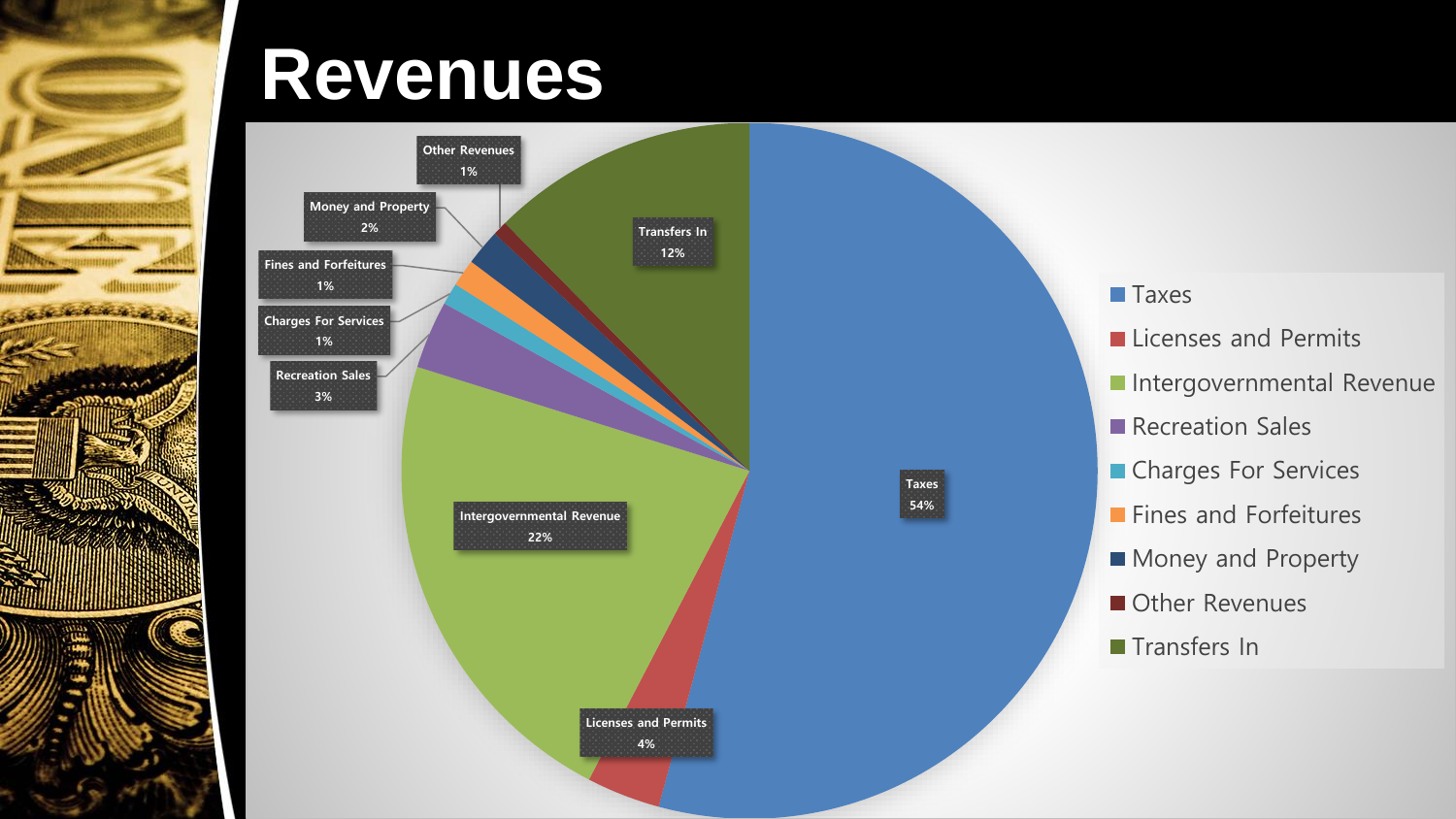# Revenues

| Category | Percentage |
|---|---|
| Taxes | 54% |
| Licenses and Permits | 4% |
| Intergovernmental Revenue | 22% |
| Recreation Sales | 3% |
| Charges For Services | 1% |
| Fines and Forfeitures | 1% |
| Money and Property | 2% |
| Other Revenues | 1% |
| Transfers In | 12% |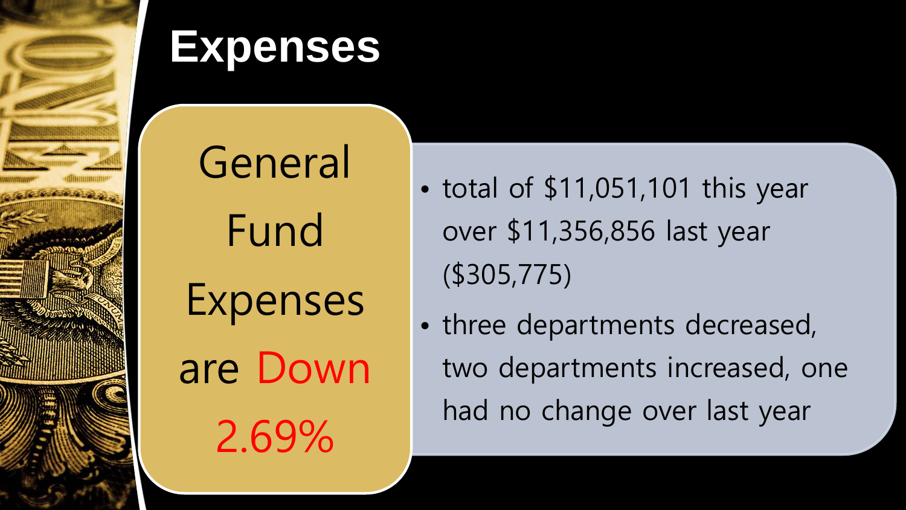# Expenses

General Fund Expenses are Down 2.69%

- total of $11,051,101 this year over $11,356,856 last year ($305,775)
- three departments decreased, two departments increased, one had no change over last year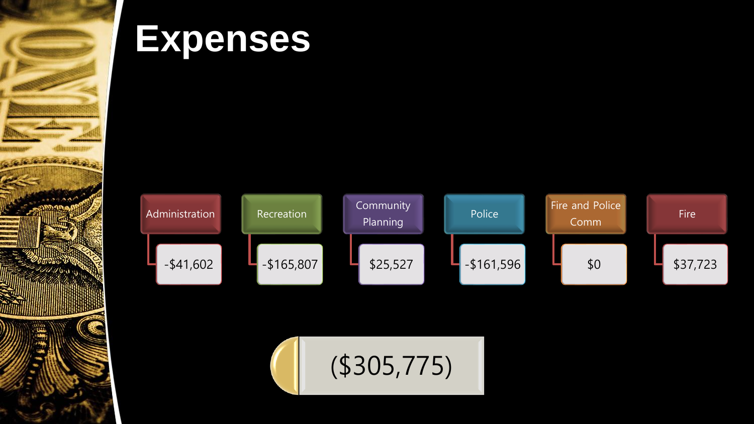# Expenses

| Administration | Recreation | Community Planning | Police | Fire and Police Comm | Fire |
|---|---|---|---|---|---|
| -$41,602 | -$165,807 | $25,527 | -$161,596 | $0 | $37,723 |

($305,775)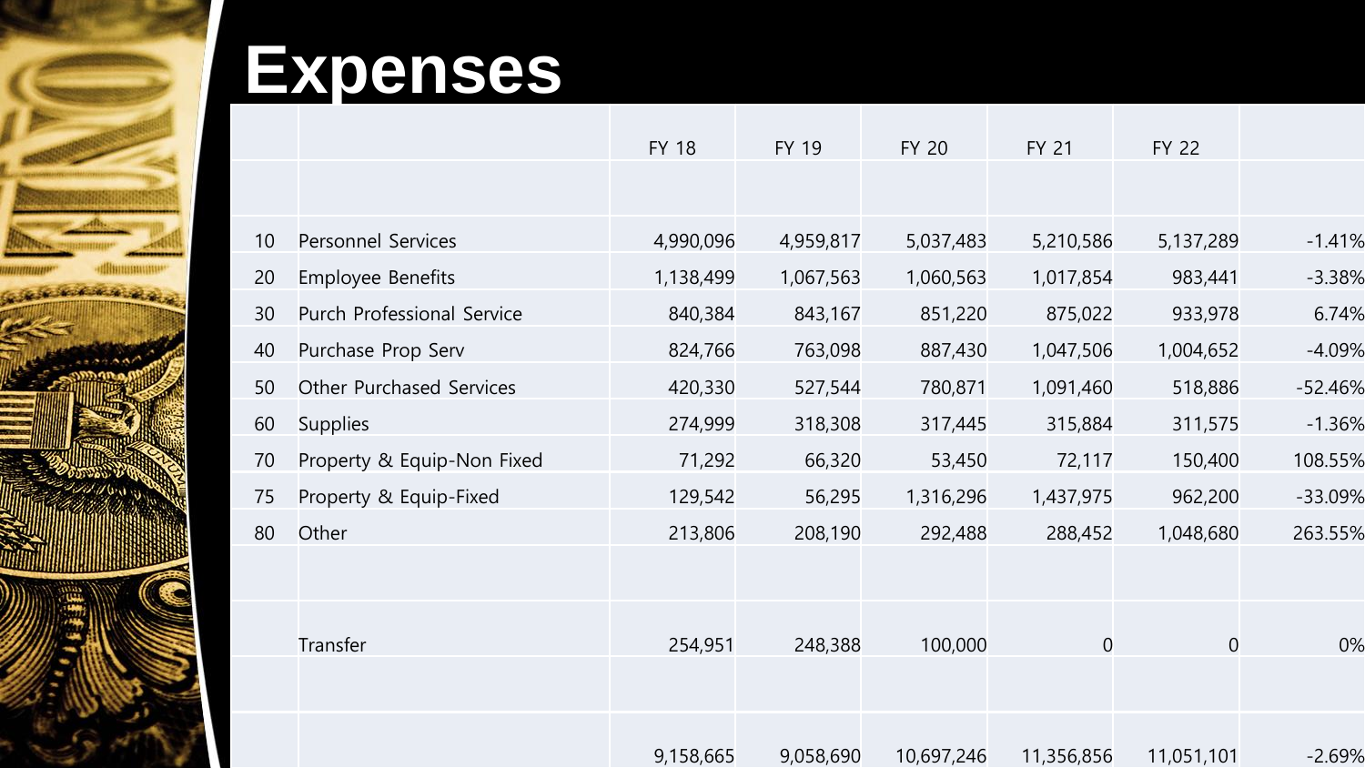# Expenses

| | | FY 18 | FY 19 | FY 20 | FY 21 | FY 22 | |
|---|---|---|---|---|---|---|---|
| | | | | | | | |
| 10 | Personnel Services | 4,990,096 | 4,959,817 | 5,037,483 | 5,210,586 | 5,137,289 | -1.41% |
| 20 | Employee Benefits | 1,138,499 | 1,067,563 | 1,060,563 | 1,017,854 | 983,441 | -3.38% |
| 30 | Purch Professional Service | 840,384 | 843,167 | 851,220 | 875,022 | 933,978 | 6.74% |
| 40 | Purchase Prop Serv | 824,766 | 763,098 | 887,430 | 1,047,506 | 1,004,652 | -4.09% |
| 50 | Other Purchased Services | 420,330 | 527,544 | 780,871 | 1,091,460 | 518,886 | -52.46% |
| 60 | Supplies | 274,999 | 318,308 | 317,445 | 315,884 | 311,575 | -1.36% |
| 70 | Property & Equip-Non Fixed | 71,292 | 66,320 | 53,450 | 72,117 | 150,400 | 108.55% |
| 75 | Property & Equip-Fixed | 129,542 | 56,295 | 1,316,296 | 1,437,975 | 962,200 | -33.09% |
| 80 | Other | 213,806 | 208,190 | 292,488 | 288,452 | 1,048,680 | 263.55% |
| | | | | | | | |
| | Transfer | 254,951 | 248,388 | 100,000 | 0 | 0 | 0% |
| | | | | | | | |
| | | 9,158,665 | 9,058,690 | 10,697,246 | 11,356,856 | 11,051,101 | -2.69% |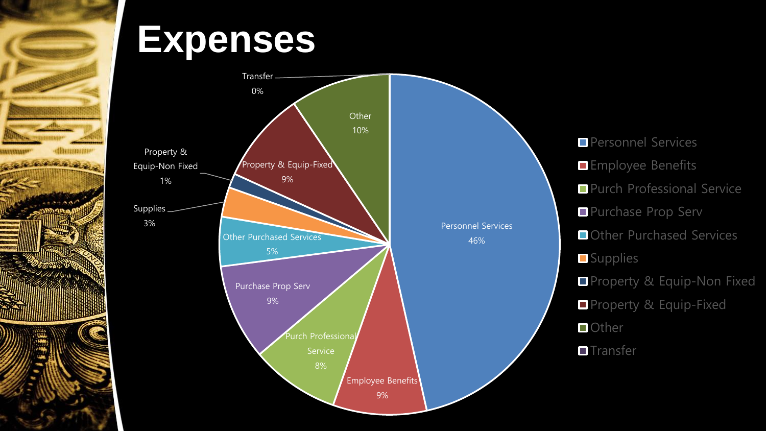# Expenses

| Category | Percentage |
| --- | --- |
| Personnel Services | 46% |
| Employee Benefits | 9% |
| Purch Professional Service | 8% |
| Purchase Prop Serv | 9% |
| Other Purchased Services | 5% |
| Supplies | 3% |
| Property & Equip-Non Fixed | 1% |
| Property & Equip-Fixed | 9% |
| Other | 10% |
| Transfer | 0% |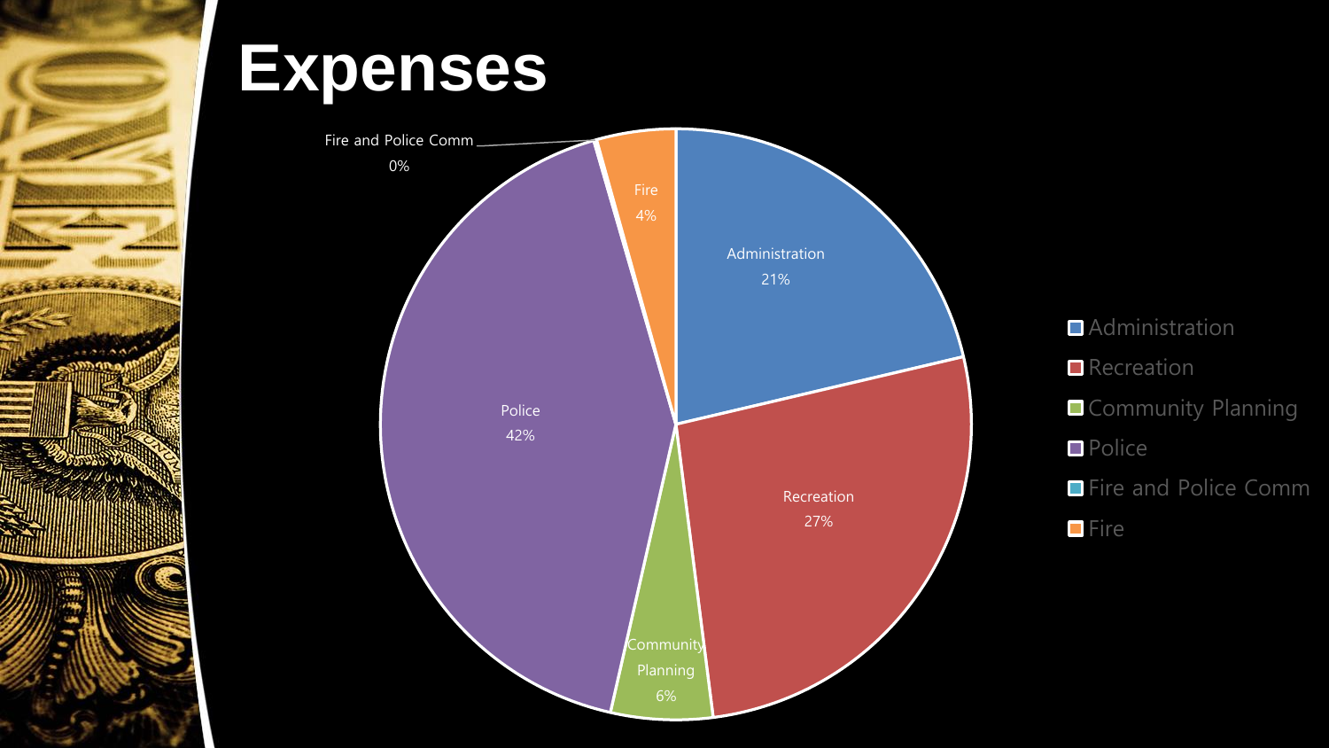# Expenses

| Category | Percentage |
| --- | --- |
| Administration | 21% |
| Recreation | 27% |
| Community Planning | 6% |
| Police | 42% |
| Fire and Police Comm | 0% |
| Fire | 4% |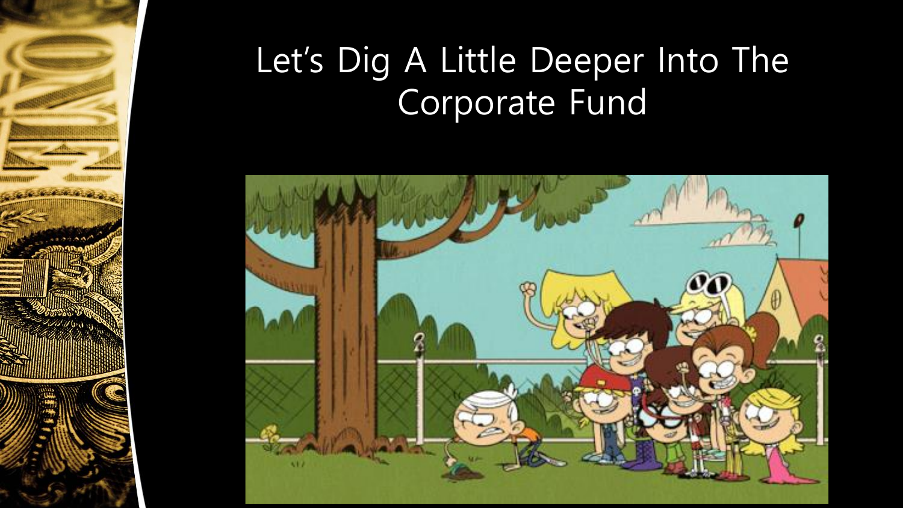# Let's Dig A Little Deeper Into The Corporate Fund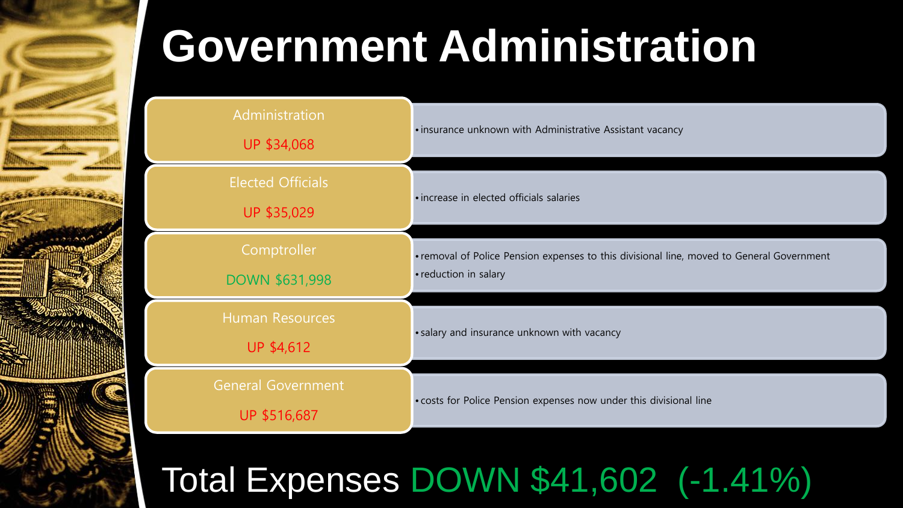# Government Administration

| Division | Change | Notes |
| --- | --- | --- |
| Administration | UP $34,068 | • insurance unknown with Administrative Assistant vacancy |
| Elected Officials | UP $35,029 | • increase in elected officials salaries |
| Comptroller | DOWN $631,998 | • removal of Police Pension expenses to this divisional line, moved to General Government<br>• reduction in salary |
| Human Resources | UP $4,612 | • salary and insurance unknown with vacancy |
| General Government | UP $516,687 | • costs for Police Pension expenses now under this divisional line |

## Total Expenses DOWN $41,602 (-1.41%)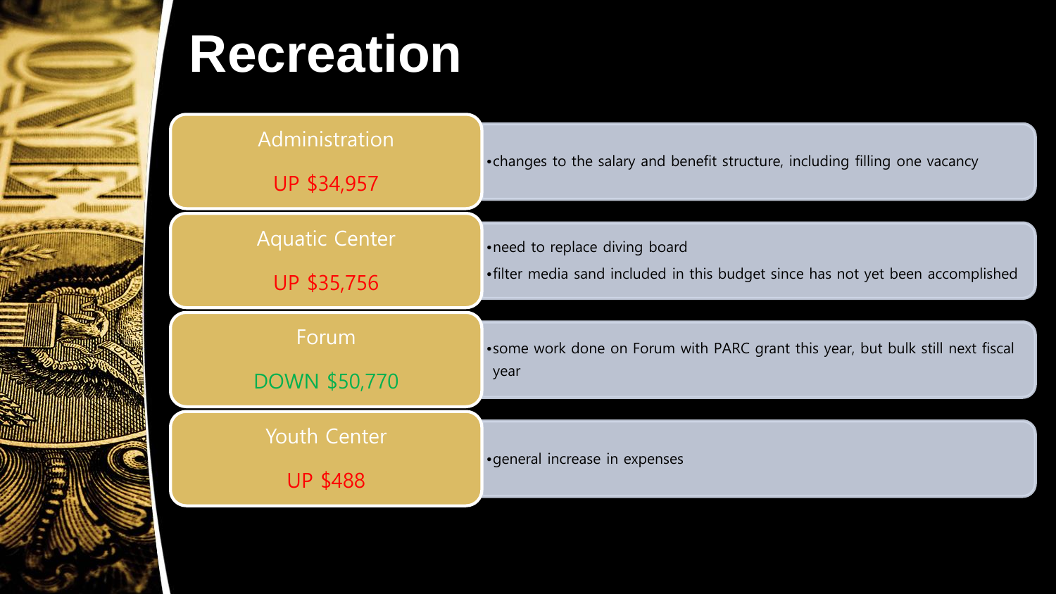# Recreation

## Administration

UP $34,957

- changes to the salary and benefit structure, including filling one vacancy

## Aquatic Center

UP $35,756

- need to replace diving board
- filter media sand included in this budget since has not yet been accomplished

## Forum

DOWN $50,770

- some work done on Forum with PARC grant this year, but bulk still next fiscal year

## Youth Center

UP $488

- general increase in expenses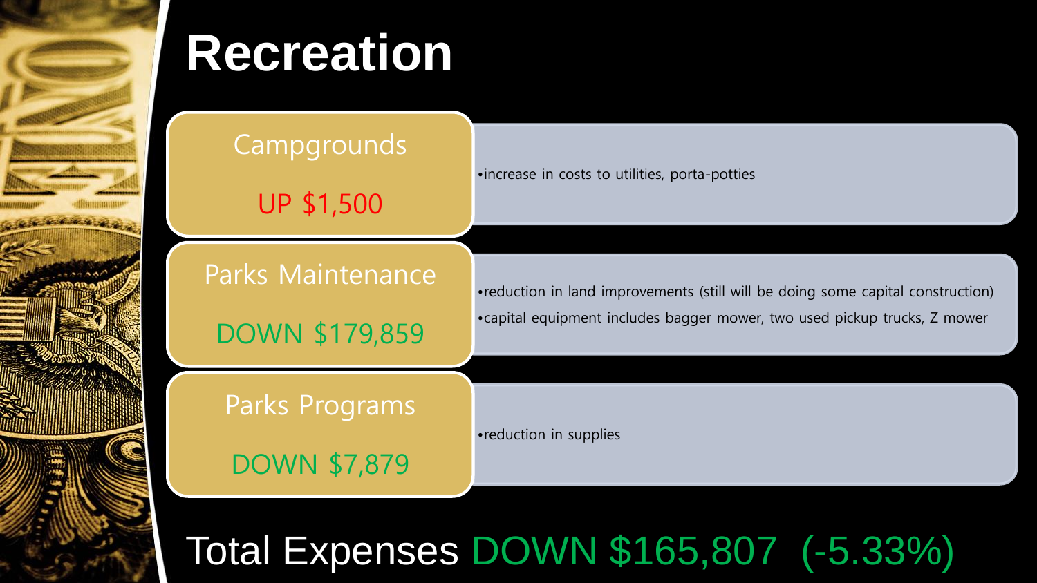# Recreation

## Campgrounds

UP $1,500

- increase in costs to utilities, porta-potties

## Parks Maintenance

DOWN $179,859

- reduction in land improvements (still will be doing some capital construction)
- capital equipment includes bagger mower, two used pickup trucks, Z mower

## Parks Programs

DOWN $7,879

- reduction in supplies

**Total Expenses DOWN $165,807 (-5.33%)**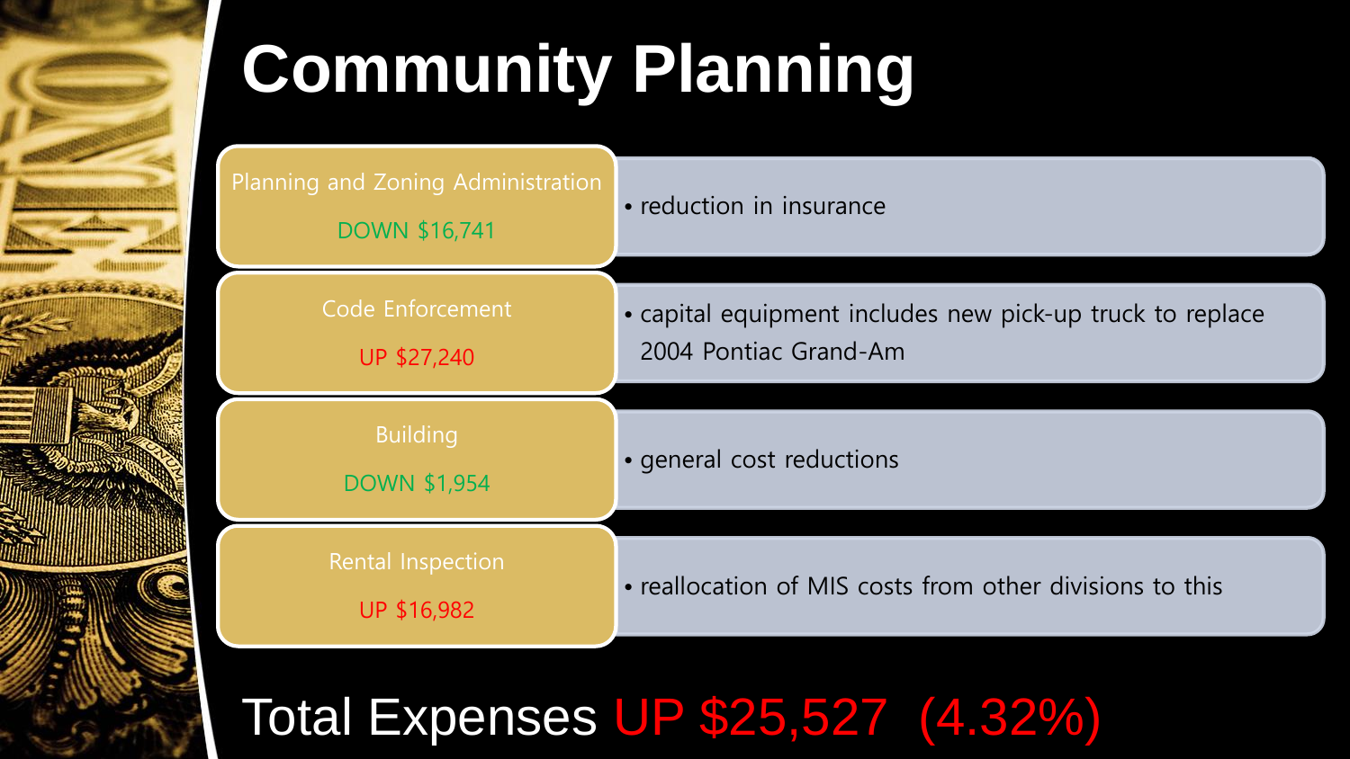# Community Planning

| Division | Change | Notes |
| --- | --- | --- |
| Planning and Zoning Administration | DOWN $16,741 | • reduction in insurance |
| Code Enforcement | UP $27,240 | • capital equipment includes new pick-up truck to replace 2004 Pontiac Grand-Am |
| Building | DOWN $1,954 | • general cost reductions |
| Rental Inspection | UP $16,982 | • reallocation of MIS costs from other divisions to this |

## Total Expenses UP $25,527 (4.32%)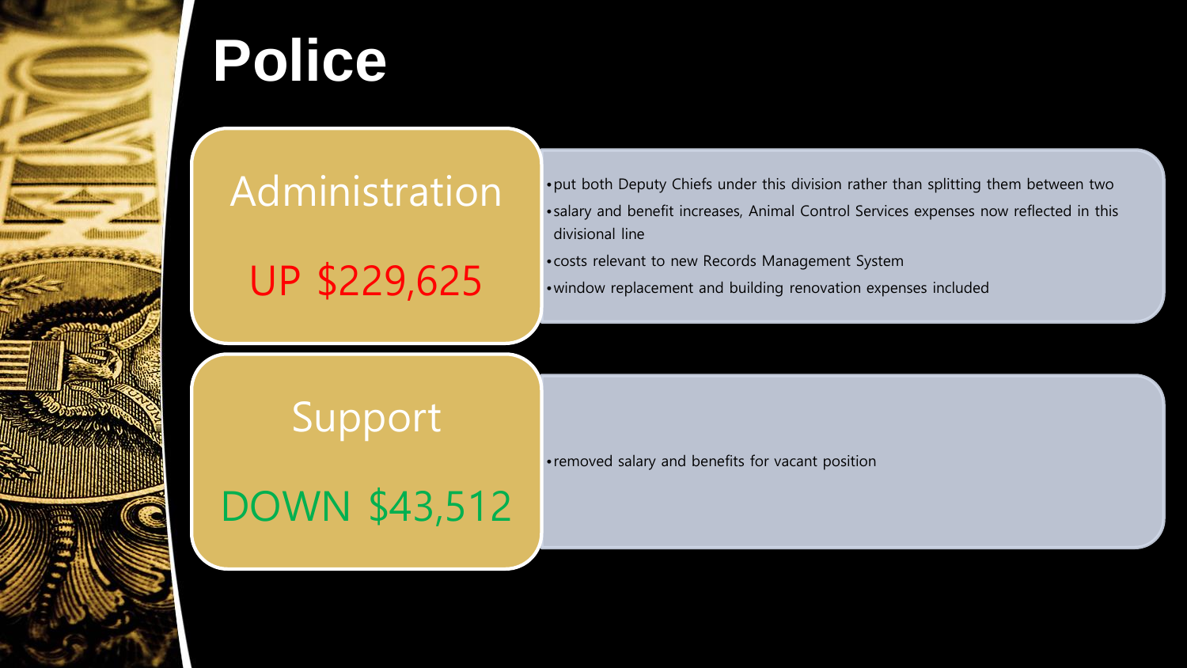# Police

## Administration

UP $229,625

- put both Deputy Chiefs under this division rather than splitting them between two
- salary and benefit increases, Animal Control Services expenses now reflected in this divisional line
- costs relevant to new Records Management System
- window replacement and building renovation expenses included

## Support

DOWN $43,512

- removed salary and benefits for vacant position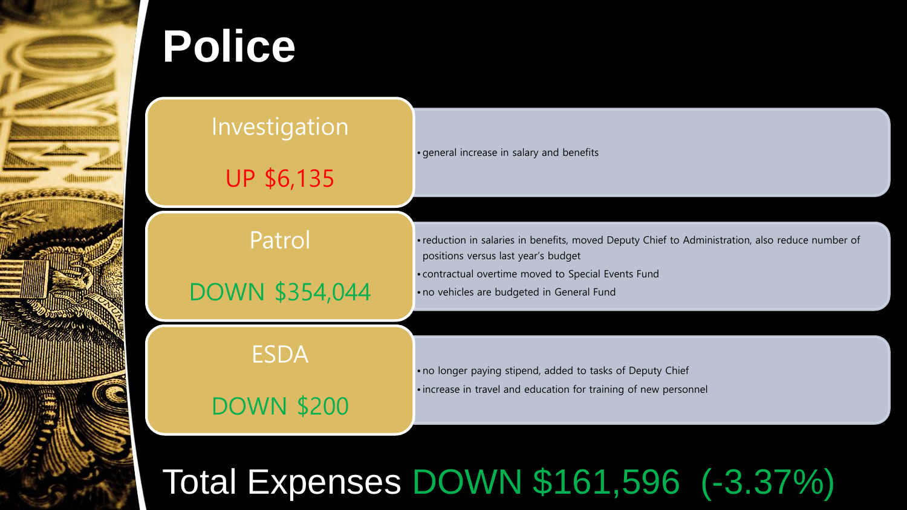# Police

## Investigation

UP $6,135

- general increase in salary and benefits

## Patrol

DOWN $354,044

- reduction in salaries in benefits, moved Deputy Chief to Administration, also reduce number of positions versus last year's budget
- contractual overtime moved to Special Events Fund
- no vehicles are budgeted in General Fund

## ESDA

DOWN $200

- no longer paying stipend, added to tasks of Deputy Chief
- increase in travel and education for training of new personnel

## Total Expenses DOWN $161,596 (-3.37%)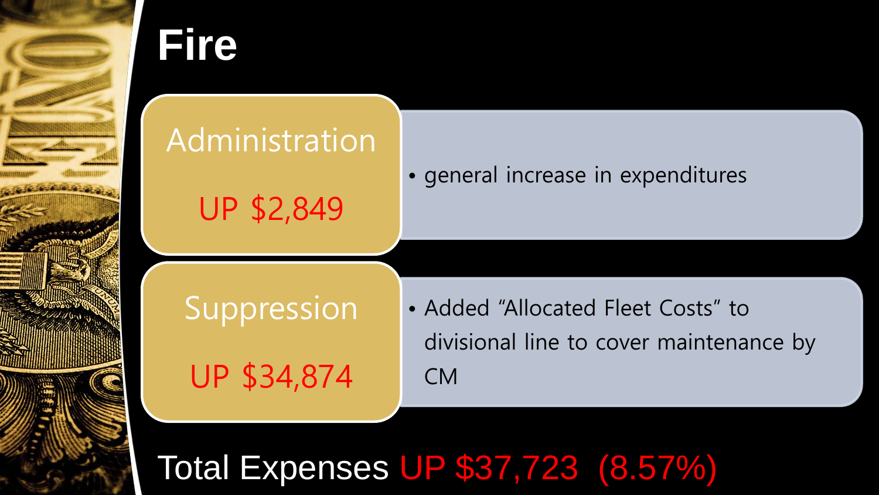# Fire

## Administration

UP $2,849

- general increase in expenditures

## Suppression

UP $34,874

- Added "Allocated Fleet Costs" to divisional line to cover maintenance by CM

Total Expenses UP $37,723 (8.57%)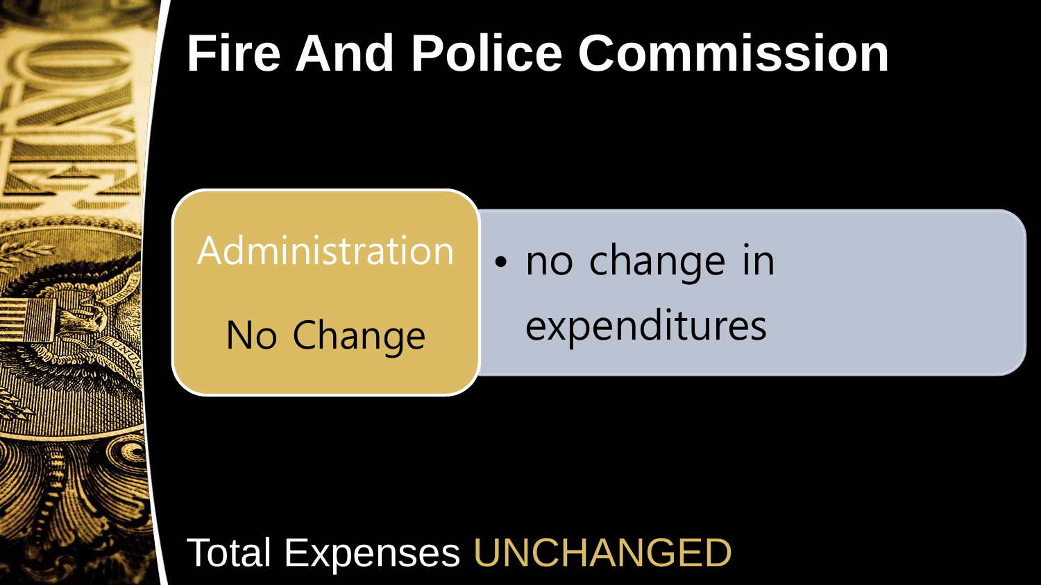# Fire And Police Commission

**Administration**

No Change

- no change in expenditures

Total Expenses UNCHANGED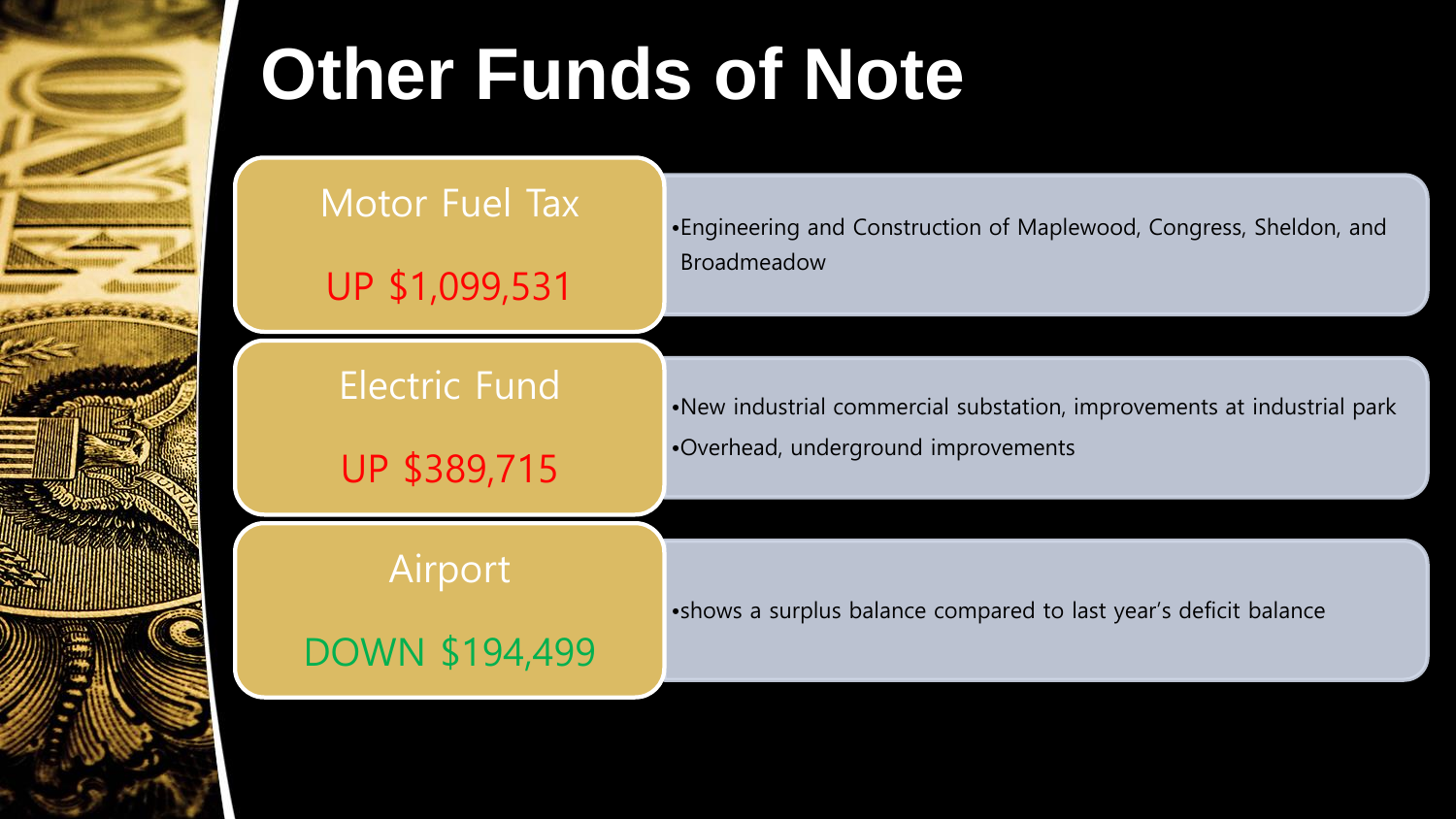# Other Funds of Note

## Motor Fuel Tax

UP $1,099,531

- Engineering and Construction of Maplewood, Congress, Sheldon, and Broadmeadow

## Electric Fund

UP $389,715

- New industrial commercial substation, improvements at industrial park
- Overhead, underground improvements

## Airport

DOWN $194,499

- shows a surplus balance compared to last year's deficit balance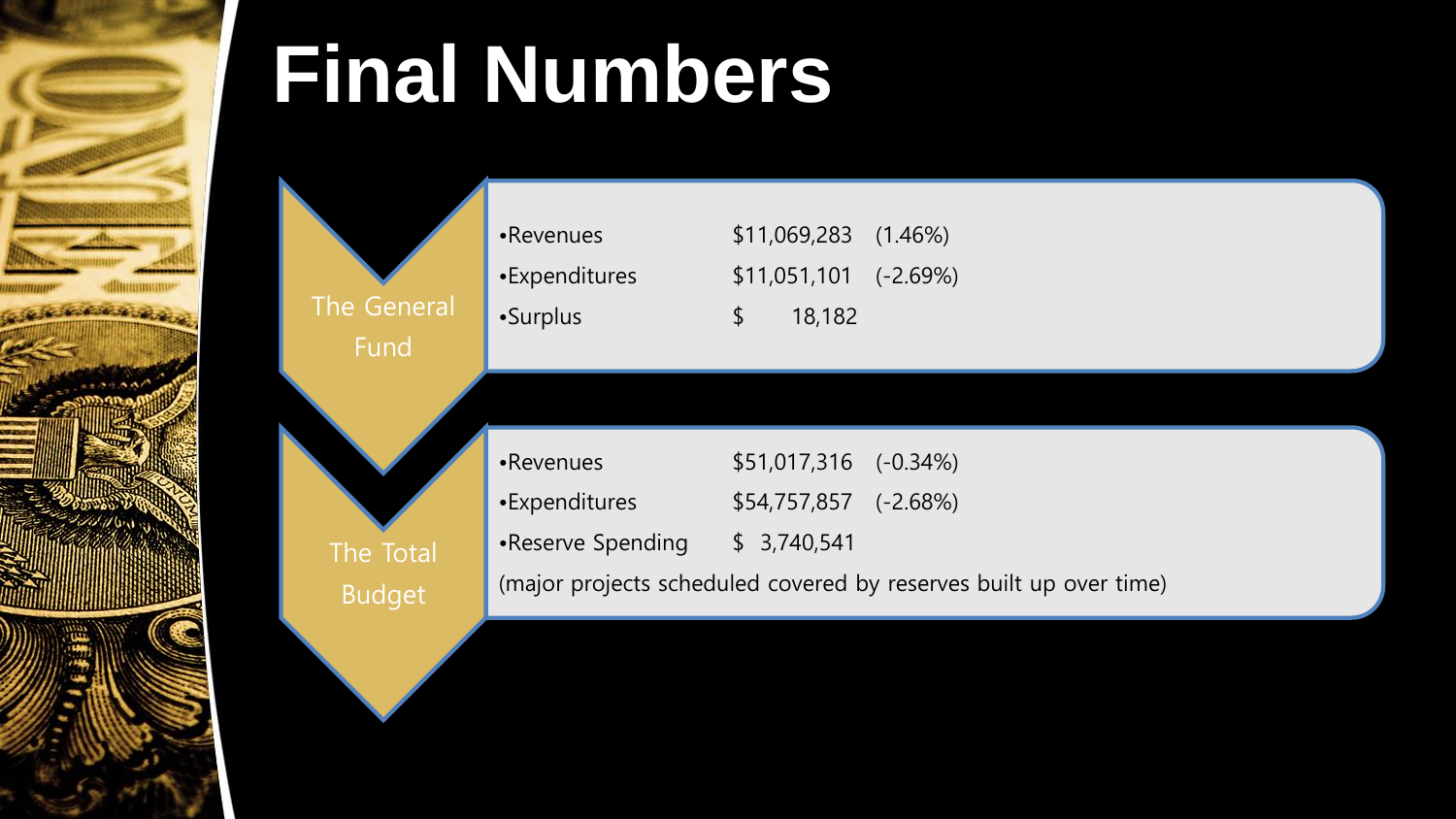# Final Numbers

## The General Fund

- Revenues $11,069,283 (1.46%)
- Expenditures $11,051,101 (-2.69%)
- Surplus $ 18,182

## The Total Budget

- Revenues $51,017,316 (-0.34%)
- Expenditures $54,757,857 (-2.68%)
- Reserve Spending $ 3,740,541

(major projects scheduled covered by reserves built up over time)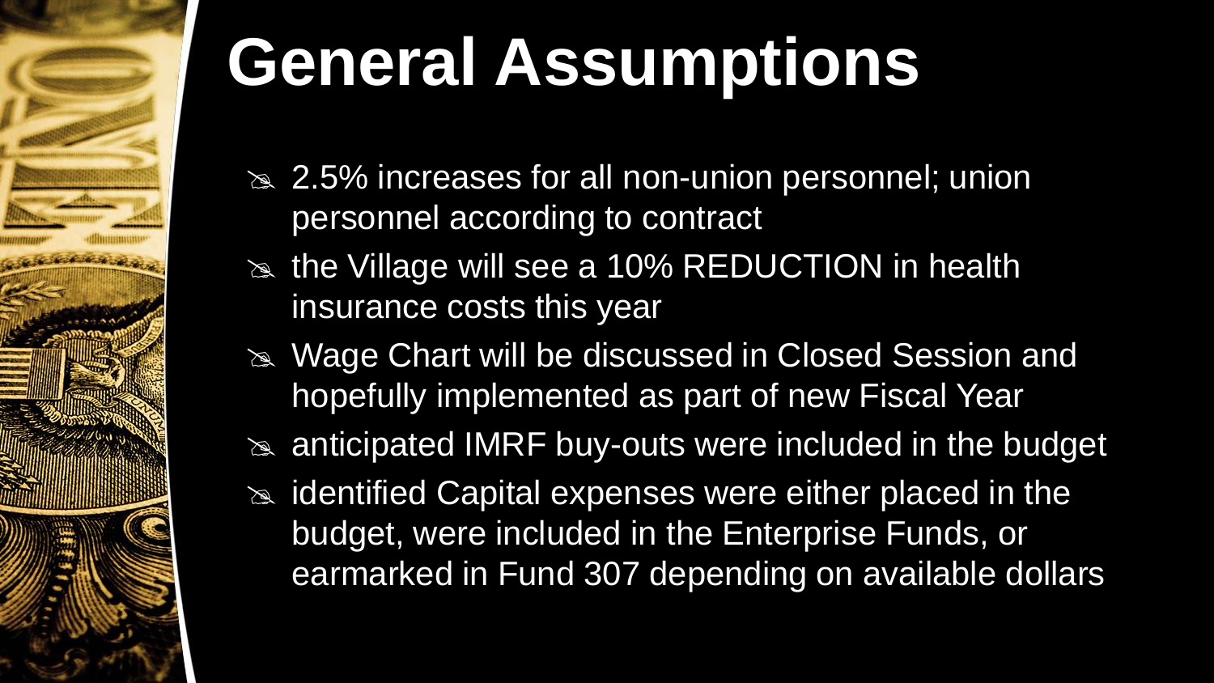# General Assumptions

- 2.5% increases for all non-union personnel; union personnel according to contract
- the Village will see a 10% REDUCTION in health insurance costs this year
- Wage Chart will be discussed in Closed Session and hopefully implemented as part of new Fiscal Year
- anticipated IMRF buy-outs were included in the budget
- identified Capital expenses were either placed in the budget, were included in the Enterprise Funds, or earmarked in Fund 307 depending on available dollars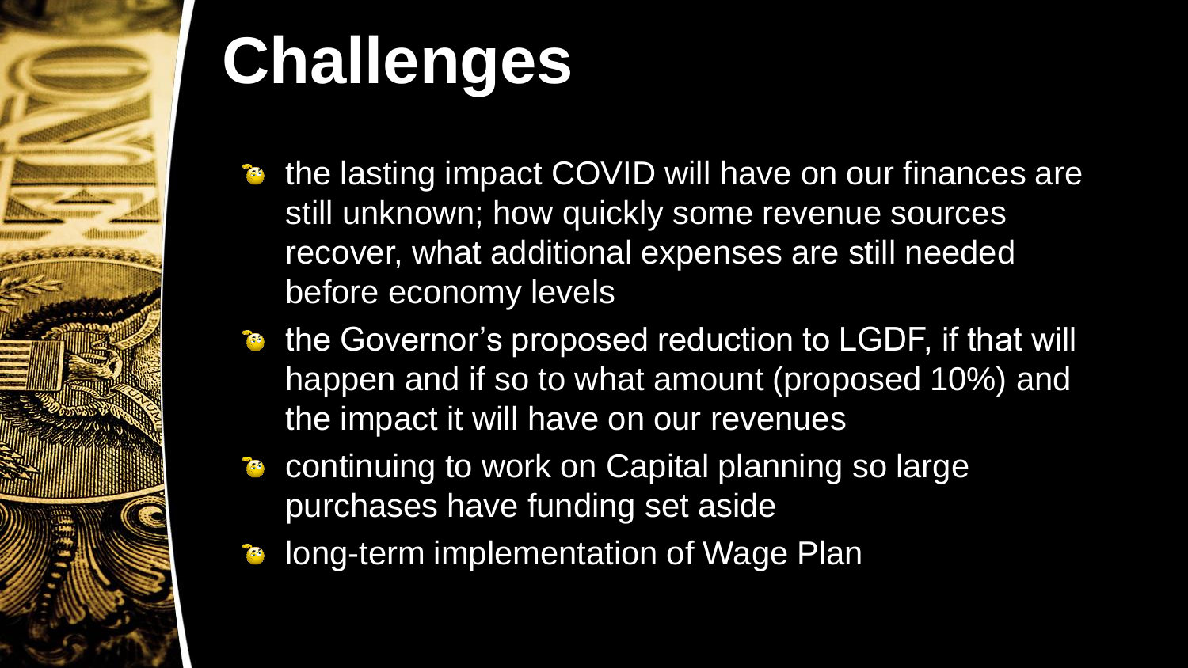# Challenges

- the lasting impact COVID will have on our finances are still unknown; how quickly some revenue sources recover, what additional expenses are still needed before economy levels
- the Governor's proposed reduction to LGDF, if that will happen and if so to what amount (proposed 10%) and the impact it will have on our revenues
- continuing to work on Capital planning so large purchases have funding set aside
- long-term implementation of Wage Plan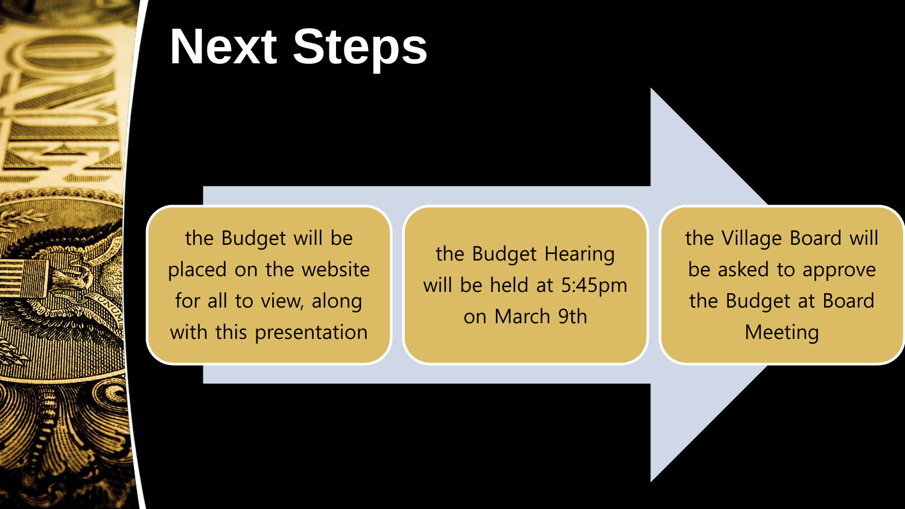# Next Steps

- the Budget will be placed on the website for all to view, along with this presentation
- the Budget Hearing will be held at 5:45pm on March 9th
- the Village Board will be asked to approve the Budget at Board Meeting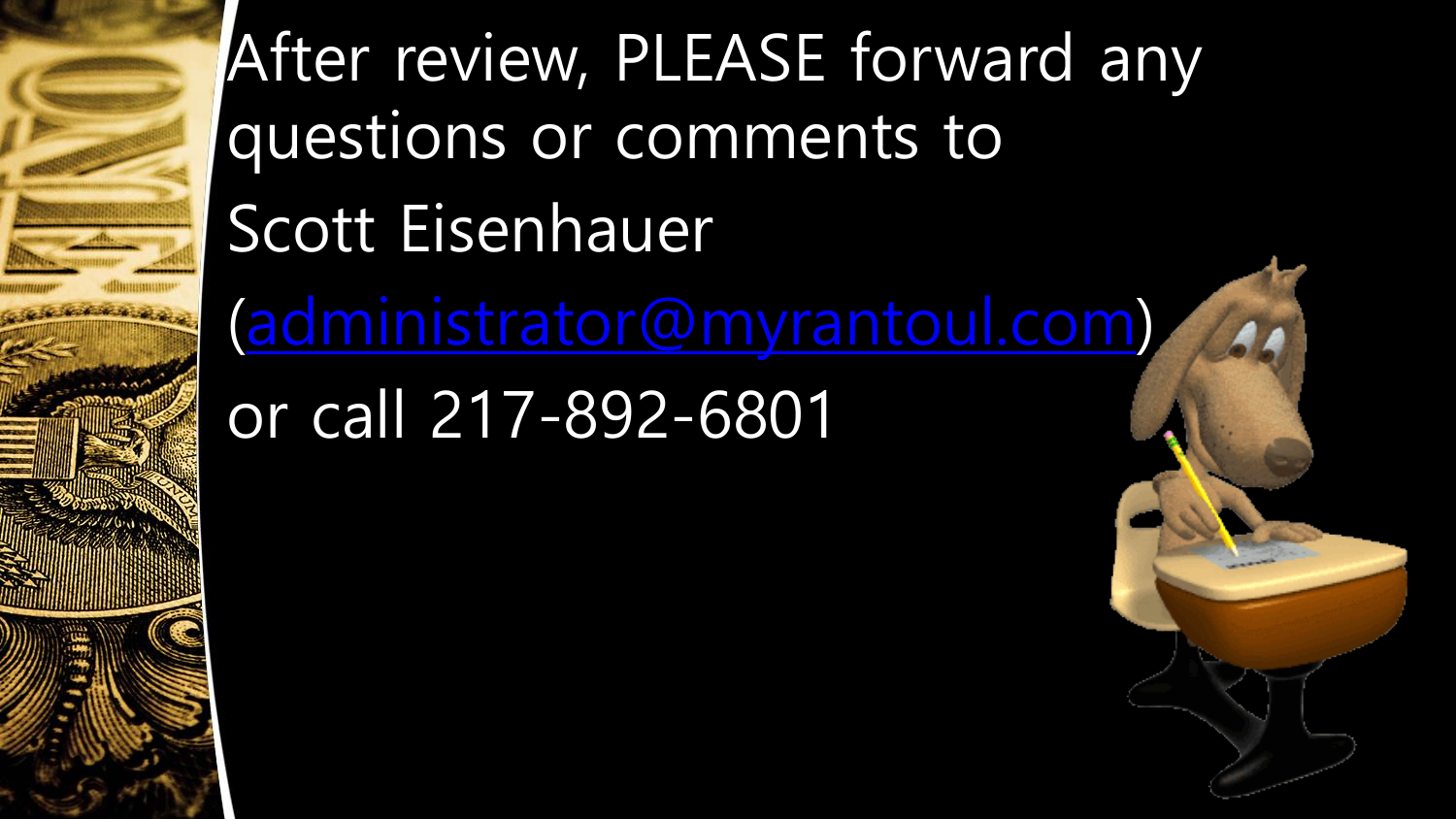After review, PLEASE forward any questions or comments to

Scott Eisenhauer

(administrator@myrantoul.com)

or call 217-892-6801